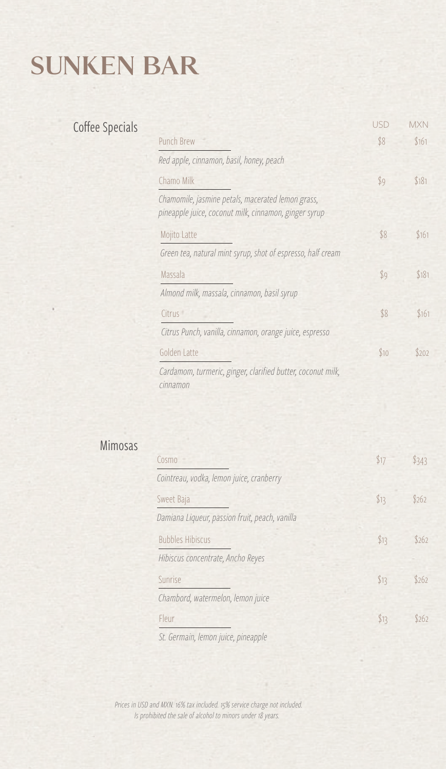# SUNKEN BAR

## Coffee Specials

| | USD | MXN |
|---|---|---|
| Punch Brew<br>*Red apple, cinnamon, basil, honey, peach* | $8 | $161 |
| Chamo Milk<br>*Chamomile, jasmine petals, macerated lemon grass, pineapple juice, coconut milk, cinnamon, ginger syrup* | $9 | $181 |
| Mojito Latte<br>*Green tea, natural mint syrup, shot of espresso, half cream* | $8 | $161 |
| Massala<br>*Almond milk, massala, cinnamon, basil syrup* | $9 | $181 |
| Citrus<br>*Citrus Punch, vanilla, cinnamon, orange juice, espresso* | $8 | $161 |
| Golden Latte<br>*Cardamom, turmeric, ginger, clarified butter, coconut milk, cinnamon* | $10 | $202 |

## Mimosas

| | USD | MXN |
|---|---|---|
| Cosmo<br>*Cointreau, vodka, lemon juice, cranberry* | $17 | $343 |
| Sweet Baja<br>*Damiana Liqueur, passion fruit, peach, vanilla* | $13 | $262 |
| Bubbles Hibiscus<br>*Hibiscus concentrate, Ancho Reyes* | $13 | $262 |
| Sunrise<br>*Chambord, watermelon, lemon juice* | $13 | $262 |
| Fleur<br>*St. Germain, lemon juice, pineapple* | $13 | $262 |

*Prices in USD and MXN. 16% tax included. 15% service charge not included.*
*Is prohibited the sale of alcohol to minors under 18 years.*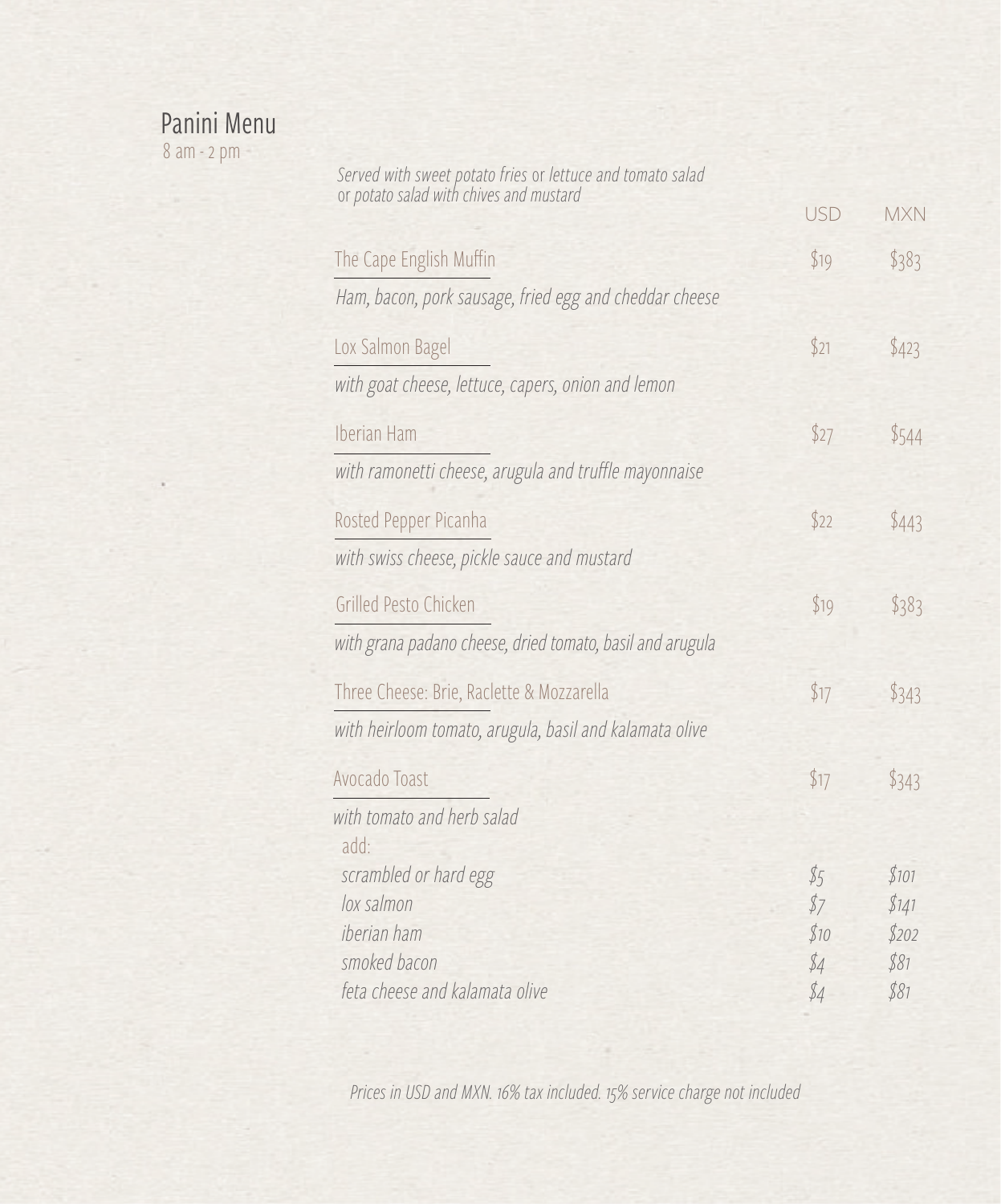# Panini Menu

8 am - 2 pm

*Served with sweet potato fries* or *lettuce and tomato salad* or *potato salad with chives and mustard*

| | USD | MXN |
|---|---|---|
| The Cape English Muffin | $19 | $383 |
| *Ham, bacon, pork sausage, fried egg and cheddar cheese* | | |
| Lox Salmon Bagel | $21 | $423 |
| *with goat cheese, lettuce, capers, onion and lemon* | | |
| Iberian Ham | $27 | $544 |
| *with ramonetti cheese, arugula and truffle mayonnaise* | | |
| Rosted Pepper Picanha | $22 | $443 |
| *with swiss cheese, pickle sauce and mustard* | | |
| Grilled Pesto Chicken | $19 | $383 |
| *with grana padano cheese, dried tomato, basil and arugula* | | |
| Three Cheese: Brie, Raclette & Mozzarella | $17 | $343 |
| *with heirloom tomato, arugula, basil and kalamata olive* | | |
| Avocado Toast | $17 | $343 |
| *with tomato and herb salad* | | |
| add: | | |
| *scrambled or hard egg* | *$5* | *$101* |
| *lox salmon* | *$7* | *$141* |
| *iberian ham* | *$10* | *$202* |
| *smoked bacon* | *$4* | *$81* |
| *feta cheese and kalamata olive* | *$4* | *$81* |

*Prices in USD and MXN. 16% tax included. 15% service charge not included*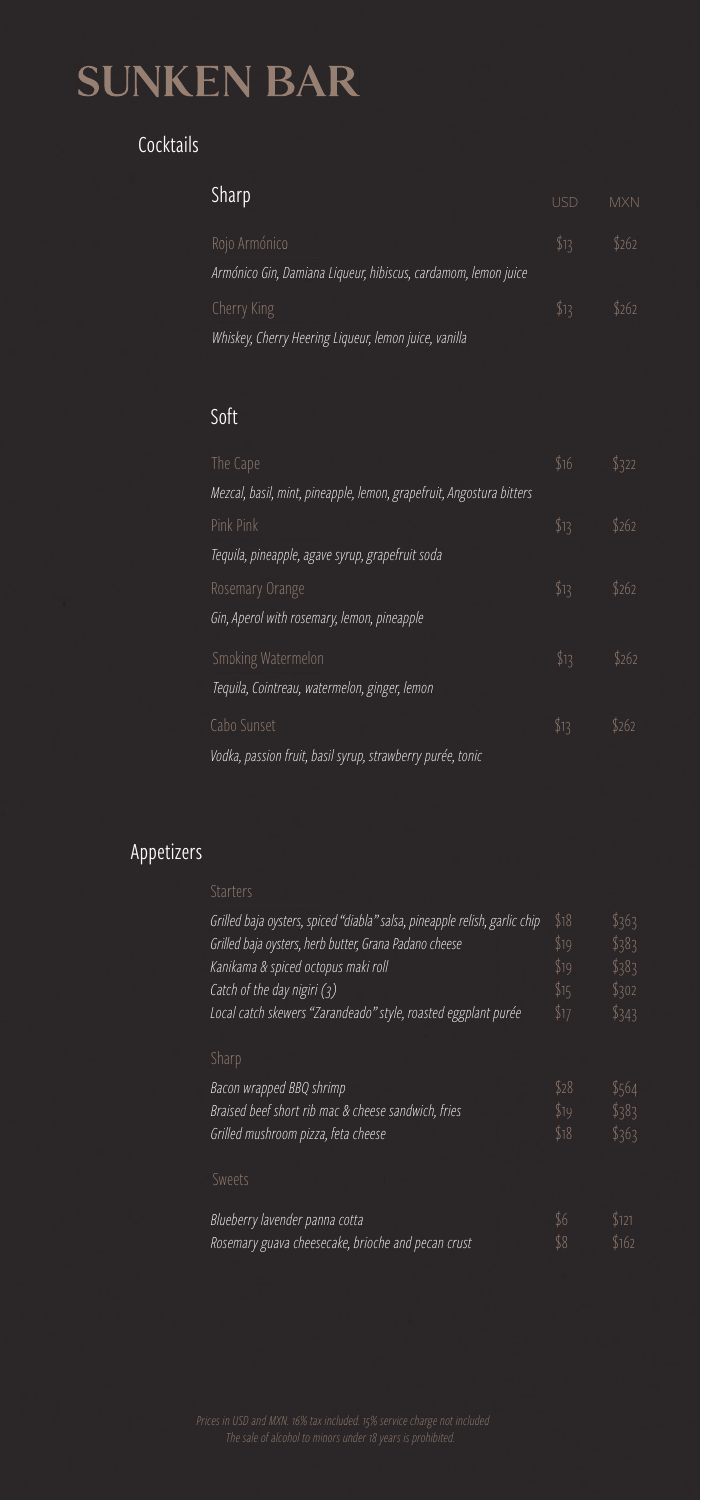# SUNKEN BAR

## Cocktails

### Sharp

| | USD | MXN |
|---|---|---|
| Rojo Armónico | $13 | $262 |
| *Armónico Gin, Damiana Liqueur, hibiscus, cardamom, lemon juice* | | |
| Cherry King | $13 | $262 |
| *Whiskey, Cherry Heering Liqueur, lemon juice, vanilla* | | |

### Soft

| | | |
|---|---|---|
| The Cape | $16 | $322 |
| *Mezcal, basil, mint, pineapple, lemon, grapefruit, Angostura bitters* | | |
| Pink Pink | $13 | $262 |
| *Tequila, pineapple, agave syrup, grapefruit soda* | | |
| Rosemary Orange | $13 | $262 |
| *Gin, Aperol with rosemary, lemon, pineapple* | | |
| Smoking Watermelon | $13 | $262 |
| *Tequila, Cointreau, watermelon, ginger, lemon* | | |
| Cabo Sunset | $13 | $262 |
| *Vodka, passion fruit, basil syrup, strawberry purée, tonic* | | |

## Appetizers

### Starters

| | | |
|---|---|---|
| *Grilled baja oysters, spiced "diabla" salsa, pineapple relish, garlic chip* | $18 | $363 |
| *Grilled baja oysters, herb butter, Grana Padano cheese* | $19 | $383 |
| *Kanikama & spiced octopus maki roll* | $19 | $383 |
| *Catch of the day nigiri (3)* | $15 | $302 |
| *Local catch skewers "Zarandeado" style, roasted eggplant purée* | $17 | $343 |

### Sharp

| | | |
|---|---|---|
| *Bacon wrapped BBQ shrimp* | $28 | $564 |
| *Braised beef short rib mac & cheese sandwich, fries* | $19 | $383 |
| *Grilled mushroom pizza, feta cheese* | $18 | $363 |

### Sweets

| | | |
|---|---|---|
| *Blueberry lavender panna cotta* | $6 | $121 |
| *Rosemary guava cheesecake, brioche and pecan crust* | $8 | $162 |

*Prices in USD and MXN. 16% tax included. 15% service charge not included*
*The sale of alcohol to minors under 18 years is prohibited.*